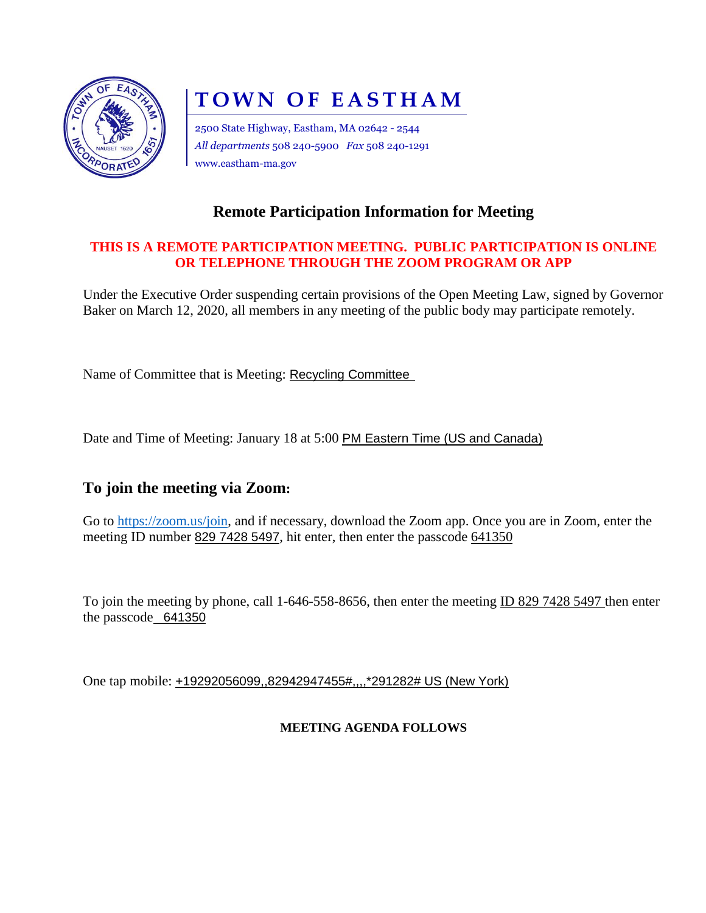# TOWN OF EASTHAM

2500 State Highway, Eastham, MA 02642 - 2544
*All departments* 508 240-5900 *Fax* 508 240-1291
www.eastham-ma.gov

## Remote Participation Information for Meeting

**THIS IS A REMOTE PARTICIPATION MEETING. PUBLIC PARTICIPATION IS ONLINE OR TELEPHONE THROUGH THE ZOOM PROGRAM OR APP**

Under the Executive Order suspending certain provisions of the Open Meeting Law, signed by Governor Baker on March 12, 2020, all members in any meeting of the public body may participate remotely.

Name of Committee that is Meeting: Recycling Committee

Date and Time of Meeting: January 18 at 5:00 PM Eastern Time (US and Canada)

## To join the meeting via Zoom:

Go to https://zoom.us/join, and if necessary, download the Zoom app. Once you are in Zoom, enter the meeting ID number 829 7428 5497, hit enter, then enter the passcode 641350

To join the meeting by phone, call 1-646-558-8656, then enter the meeting ID 829 7428 5497 then enter the passcode 641350

One tap mobile: +19292056099,,82942947455#,,,,*291282# US (New York)

**MEETING AGENDA FOLLOWS**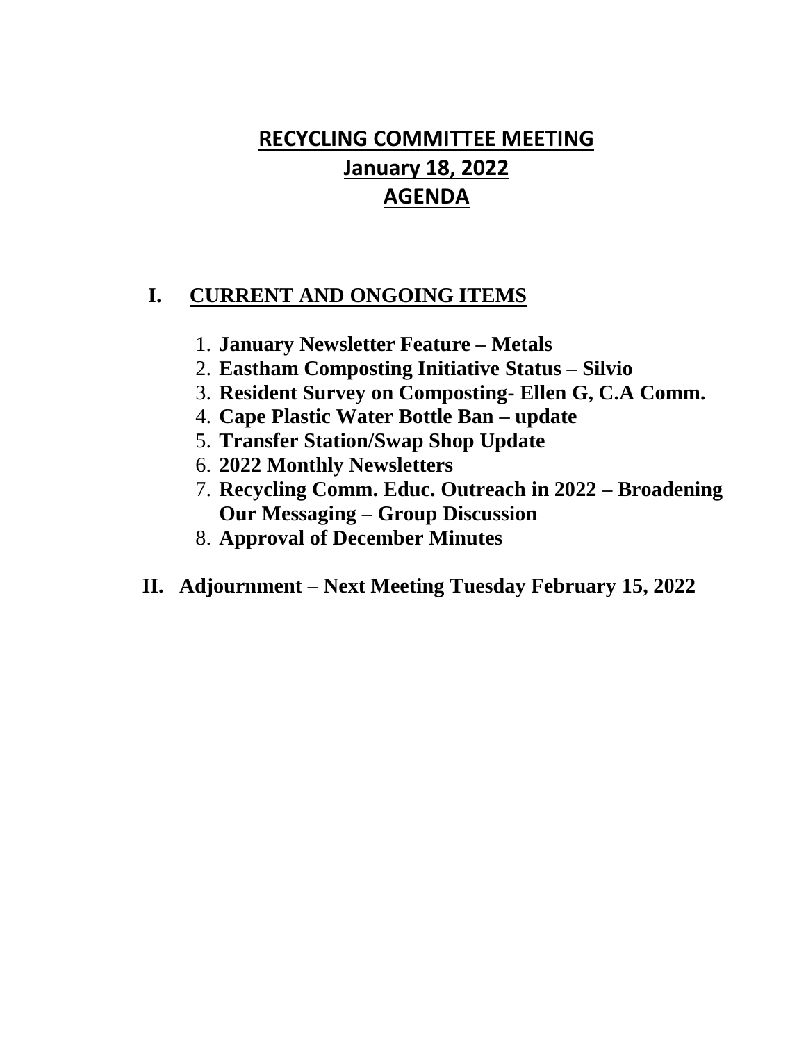# RECYCLING COMMITTEE MEETING
# January 18, 2022
# AGENDA

## I. CURRENT AND ONGOING ITEMS

1. **January Newsletter Feature – Metals**
2. **Eastham Composting Initiative Status – Silvio**
3. **Resident Survey on Composting- Ellen G, C.A Comm.**
4. **Cape Plastic Water Bottle Ban – update**
5. **Transfer Station/Swap Shop Update**
6. **2022 Monthly Newsletters**
7. **Recycling Comm. Educ. Outreach in 2022 – Broadening Our Messaging – Group Discussion**
8. **Approval of December Minutes**

## II. Adjournment – Next Meeting Tuesday February 15, 2022